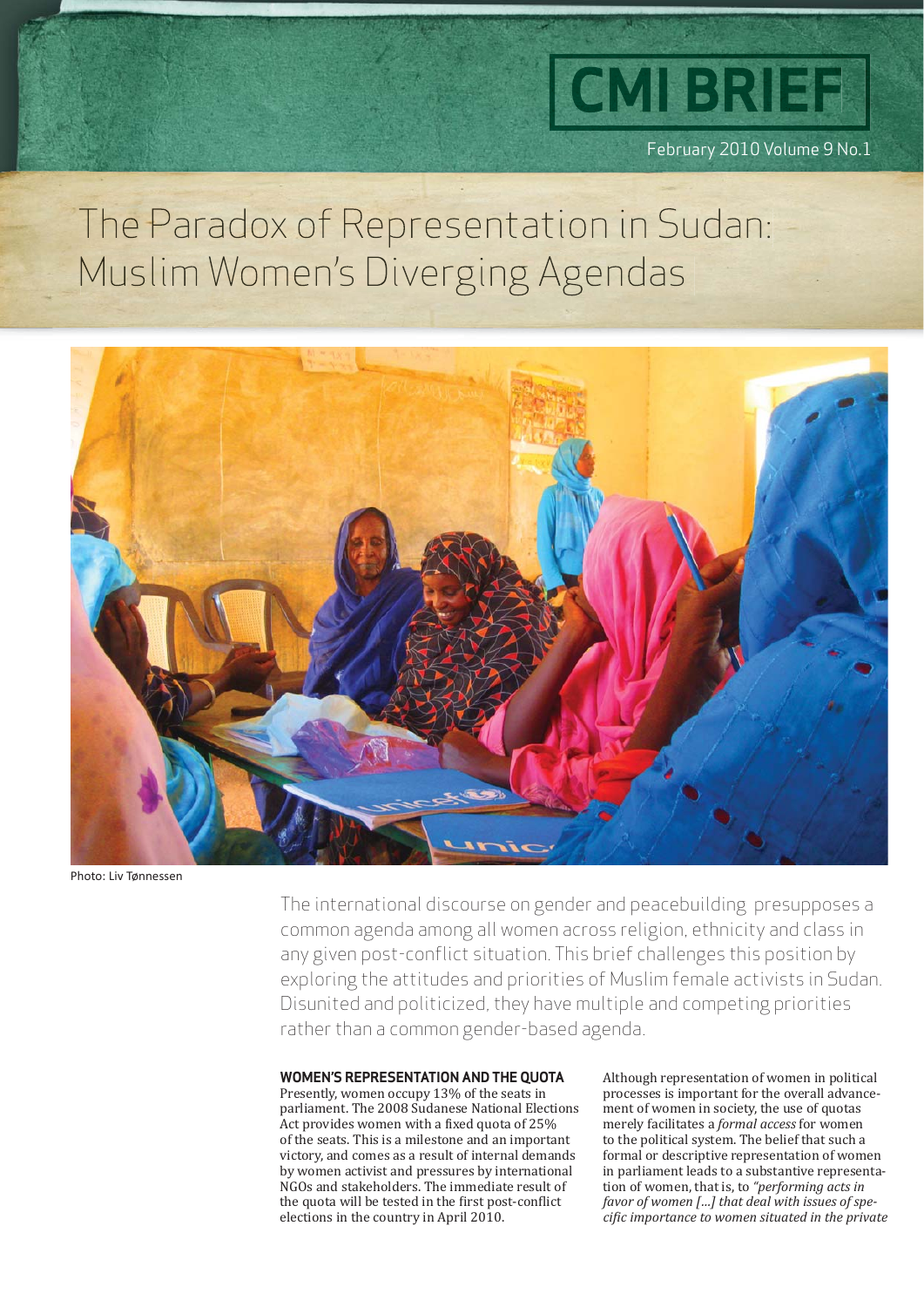CMI BRIEF

February 2010 Volume 9 No.1

# The Paradox of Representation in Sudan: Muslim Women's Diverging Agendas

Photo: Liv Tønnessen

The international discourse on gender and peacebuilding presupposes a common agenda among all women across religion, ethnicity and class in any given post-conflict situation. This brief challenges this position by exploring the attitudes and priorities of Muslim female activists in Sudan. Disunited and politicized, they have multiple and competing priorities rather than a common gender-based agenda.

## WOMEN'S REPRESENTATION AND THE QUOTA

Presently, women occupy 13% of the seats in parliament. The 2008 Sudanese National Elections Act provides women with a fixed quota of 25% of the seats. This is a milestone and an important victory, and comes as a result of internal demands by women activist and pressures by international NGOs and stakeholders. The immediate result of the quota will be tested in the first post-conflict elections in the country in April 2010.

Although representation of women in political processes is important for the overall advancement of women in society, the use of quotas merely facilitates a *formal access* for women to the political system. The belief that such a formal or descriptive representation of women in parliament leads to a substantive representation of women, that is, to *"performing acts in favor of women [...] that deal with issues of specific importance to women situated in the private*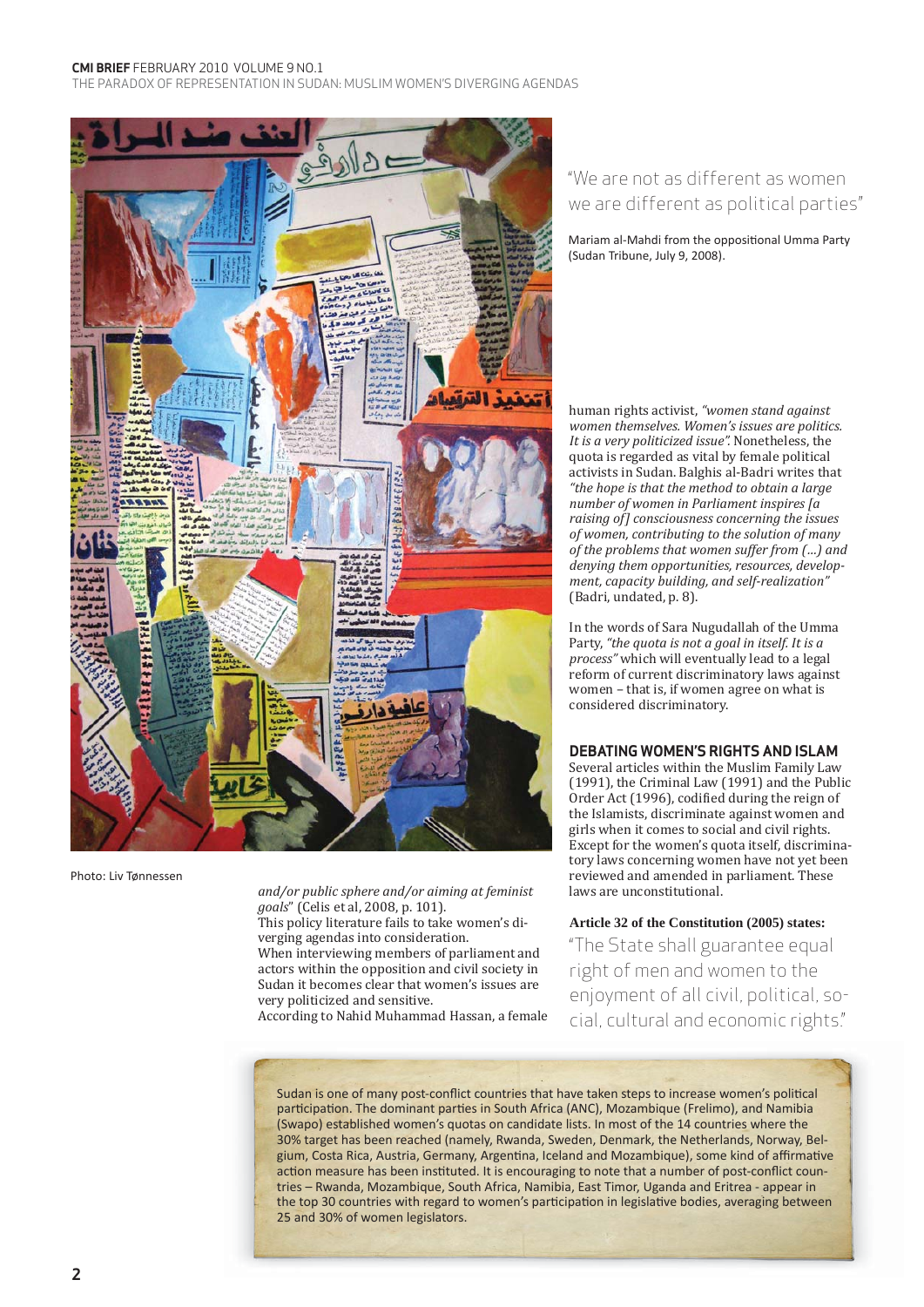"We are not as different as women we are different as political parties"

Mariam al-Mahdi from the oppositional Umma Party (Sudan Tribune, July 9, 2008).

Photo: Liv Tønnessen

*and/or public sphere and/or aiming at feminist goals*" (Celis et al, 2008, p. 101).
This policy literature fails to take women's diverging agendas into consideration.
When interviewing members of parliament and actors within the opposition and civil society in Sudan it becomes clear that women's issues are very politicized and sensitive.
According to Nahid Muhammad Hassan, a female human rights activist, *"women stand against women themselves. Women's issues are politics. It is a very politicized issue"*. Nonetheless, the quota is regarded as vital by female political activists in Sudan. Balghis al-Badri writes that *"the hope is that the method to obtain a large number of women in Parliament inspires [a raising of] consciousness concerning the issues of women, contributing to the solution of many of the problems that women suffer from (...) and denying them opportunities, resources, development, capacity building, and self-realization"* (Badri, undated, p. 8).

In the words of Sara Nugudallah of the Umma Party, *"the quota is not a goal in itself. It is a process"* which will eventually lead to a legal reform of current discriminatory laws against women – that is, if women agree on what is considered discriminatory.

## DEBATING WOMEN'S RIGHTS AND ISLAM

Several articles within the Muslim Family Law (1991), the Criminal Law (1991) and the Public Order Act (1996), codified during the reign of the Islamists, discriminate against women and girls when it comes to social and civil rights. Except for the women's quota itself, discriminatory laws concerning women have not yet been reviewed and amended in parliament. These laws are unconstitutional.

**Article 32 of the Constitution (2005) states:**

"The State shall guarantee equal right of men and women to the enjoyment of all civil, political, social, cultural and economic rights."

Sudan is one of many post-conflict countries that have taken steps to increase women's political participation. The dominant parties in South Africa (ANC), Mozambique (Frelimo), and Namibia (Swapo) established women's quotas on candidate lists. In most of the 14 countries where the 30% target has been reached (namely, Rwanda, Sweden, Denmark, the Netherlands, Norway, Belgium, Costa Rica, Austria, Germany, Argentina, Iceland and Mozambique), some kind of affirmative action measure has been instituted. It is encouraging to note that a number of post-conflict countries – Rwanda, Mozambique, South Africa, Namibia, East Timor, Uganda and Eritrea - appear in the top 30 countries with regard to women's participation in legislative bodies, averaging between 25 and 30% of women legislators.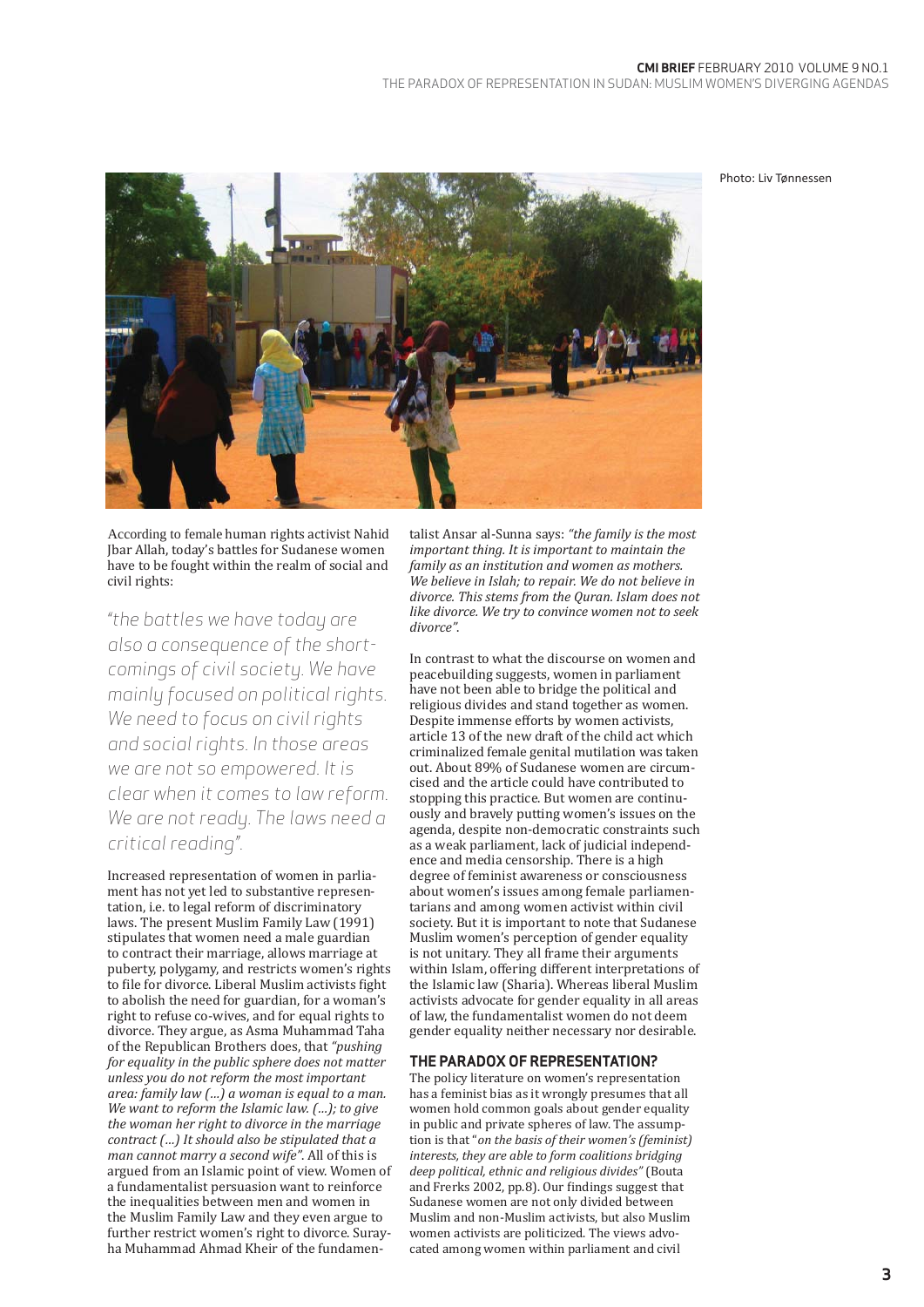Photo: Liv Tønnessen

According to female human rights activist Nahid Jbar Allah, today's battles for Sudanese women have to be fought within the realm of social and civil rights:

*"the battles we have today are also a consequence of the short-comings of civil society. We have mainly focused on political rights. We need to focus on civil rights and social rights. In those areas we are not so empowered. It is clear when it comes to law reform. We are not ready. The laws need a critical reading".*

Increased representation of women in parliament has not yet led to substantive representation, i.e. to legal reform of discriminatory laws. The present Muslim Family Law (1991) stipulates that women need a male guardian to contract their marriage, allows marriage at puberty, polygamy, and restricts women's rights to file for divorce. Liberal Muslim activists fight to abolish the need for guardian, for a woman's right to refuse co-wives, and for equal rights to divorce. They argue, as Asma Muhammad Taha of the Republican Brothers does, that *"pushing for equality in the public sphere does not matter unless you do not reform the most important area: family law (...) a woman is equal to a man. We want to reform the Islamic law. (...); to give the woman her right to divorce in the marriage contract (...) It should also be stipulated that a man cannot marry a second wife"*. All of this is argued from an Islamic point of view. Women of a fundamentalist persuasion want to reinforce the inequalities between men and women in the Muslim Family Law and they even argue to further restrict women's right to divorce. Surayha Muhammad Ahmad Kheir of the fundamentalist Ansar al-Sunna says: *"the family is the most important thing. It is important to maintain the family as an institution and women as mothers. We believe in Islah; to repair. We do not believe in divorce. This stems from the Quran. Islam does not like divorce. We try to convince women not to seek divorce".*

In contrast to what the discourse on women and peacebuilding suggests, women in parliament have not been able to bridge the political and religious divides and stand together as women. Despite immense efforts by women activists, article 13 of the new draft of the child act which criminalized female genital mutilation was taken out. About 89% of Sudanese women are circumcised and the article could have contributed to stopping this practice. But women are continuously and bravely putting women's issues on the agenda, despite non-democratic constraints such as a weak parliament, lack of judicial independence and media censorship. There is a high degree of feminist awareness or consciousness about women's issues among female parliamentarians and among women activist within civil society. But it is important to note that Sudanese Muslim women's perception of gender equality is not unitary. They all frame their arguments within Islam, offering different interpretations of the Islamic law (Sharia). Whereas liberal Muslim activists advocate for gender equality in all areas of law, the fundamentalist women do not deem gender equality neither necessary nor desirable.

## THE PARADOX OF REPRESENTATION?

The policy literature on women's representation has a feminist bias as it wrongly presumes that all women hold common goals about gender equality in public and private spheres of law. The assumption is that "*on the basis of their women's (feminist) interests, they are able to form coalitions bridging deep political, ethnic and religious divides"* (Bouta and Frerks 2002, pp.8). Our findings suggest that Sudanese women are not only divided between Muslim and non-Muslim activists, but also Muslim women activists are politicized. The views advocated among women within parliament and civil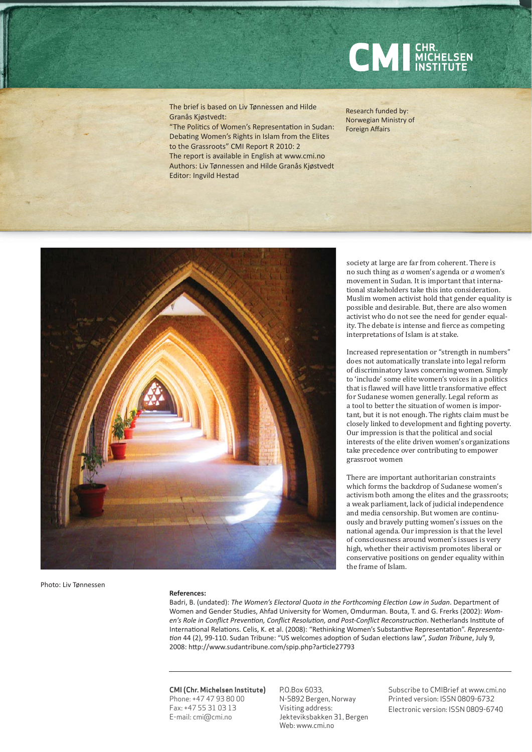The brief is based on Liv Tønnessen and Hilde Granås Kjøstvedt:
"The Politics of Women's Representation in Sudan: Debating Women's Rights in Islam from the Elites to the Grassroots" CMI Report R 2010: 2
The report is available in English at www.cmi.no
Authors: Liv Tønnessen and Hilde Granås Kjøstvedt
Editor: Ingvild Hestad

Research funded by:
Norwegian Ministry of Foreign Affairs

society at large are far from coherent. There is no such thing as *a* women's agenda or *a* women's movement in Sudan. It is important that international stakeholders take this into consideration. Muslim women activist hold that gender equality is possible and desirable. But, there are also women activist who do not see the need for gender equality. The debate is intense and fierce as competing interpretations of Islam is at stake.

Increased representation or "strength in numbers" does not automatically translate into legal reform of discriminatory laws concerning women. Simply to 'include' some elite women's voices in a politics that is flawed will have little transformative effect for Sudanese women generally. Legal reform as a tool to better the situation of women is important, but it is not enough. The rights claim must be closely linked to development and fighting poverty. Our impression is that the political and social interests of the elite driven women's organizations take precedence over contributing to empower grassroot women

There are important authoritarian constraints which forms the backdrop of Sudanese women's activism both among the elites and the grassroots; a weak parliament, lack of judicial independence and media censorship. But women are continuously and bravely putting women's issues on the national agenda. Our impression is that the level of consciousness around women's issues is very high, whether their activism promotes liberal or conservative positions on gender equality within the frame of Islam.

Photo: Liv Tønnessen

**References:**

Badri, B. (undated): *The Women's Electoral Quota in the Forthcoming Election Law in Sudan*. Department of Women and Gender Studies, Ahfad University for Women, Omdurman. Bouta, T. and G. Frerks (2002): *Women's Role in Conflict Prevention, Conflict Resolution, and Post-Conflict Reconstruction*. Netherlands Institute of International Relations. Celis, K. et al. (2008): "Rethinking Women's Substantive Representation". *Representation* 44 (2), 99-110. Sudan Tribune: "US welcomes adoption of Sudan elections law", *Sudan Tribune*, July 9, 2008: http://www.sudantribune.com/spip.php?article27793

**CMI (Chr. Michelsen Institute)**
Phone: +47 47 93 80 00
Fax: +47 55 31 03 13
E-mail: cmi@cmi.no

P.O.Box 6033,
N-5892 Bergen, Norway
Visiting address:
Jekteviksbakken 31, Bergen
Web: www.cmi.no

Subscribe to CMIBrief at www.cmi.no
Printed version: ISSN 0809-6732
Electronic version: ISSN 0809-6740